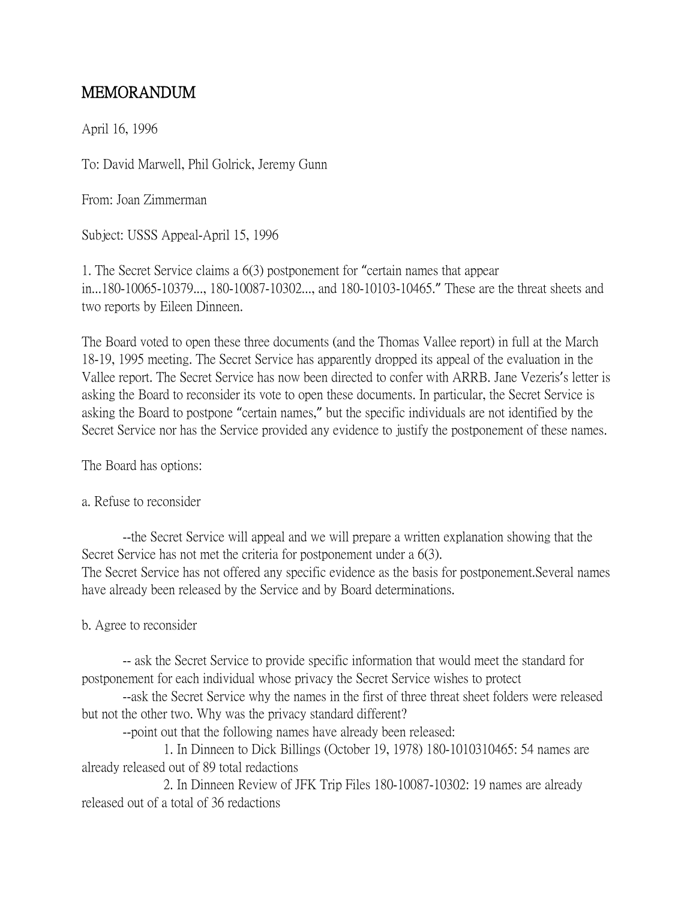# MEMORANDUM

April 16, 1996

To: David Marwell, Phil Golrick, Jeremy Gunn

From: Joan Zimmerman

Subject: USSS Appeal-April 15, 1996

1. The Secret Service claims a 6(3) postponement for "certain names that appear in...180-10065-10379..., 180-10087-10302..., and 180-10103-10465." These are the threat sheets and two reports by Eileen Dinneen.

The Board voted to open these three documents (and the Thomas Vallee report) in full at the March 18-19, 1995 meeting. The Secret Service has apparently dropped its appeal of the evaluation in the Vallee report. The Secret Service has now been directed to confer with ARRB. Jane Vezeris's letter is asking the Board to reconsider its vote to open these documents. In particular, the Secret Service is asking the Board to postpone "certain names," but the specific individuals are not identified by the Secret Service nor has the Service provided any evidence to justify the postponement of these names.

The Board has options:

a. Refuse to reconsider

--the Secret Service will appeal and we will prepare a written explanation showing that the Secret Service has not met the criteria for postponement under a 6(3).
The Secret Service has not offered any specific evidence as the basis for postponement.Several names have already been released by the Service and by Board determinations.

b. Agree to reconsider

-- ask the Secret Service to provide specific information that would meet the standard for postponement for each individual whose privacy the Secret Service wishes to protect

--ask the Secret Service why the names in the first of three threat sheet folders were released but not the other two. Why was the privacy standard different?

--point out that the following names have already been released:

1. In Dinneen to Dick Billings (October 19, 1978) 180-1010310465: 54 names are already released out of 89 total redactions

2. In Dinneen Review of JFK Trip Files 180-10087-10302: 19 names are already released out of a total of 36 redactions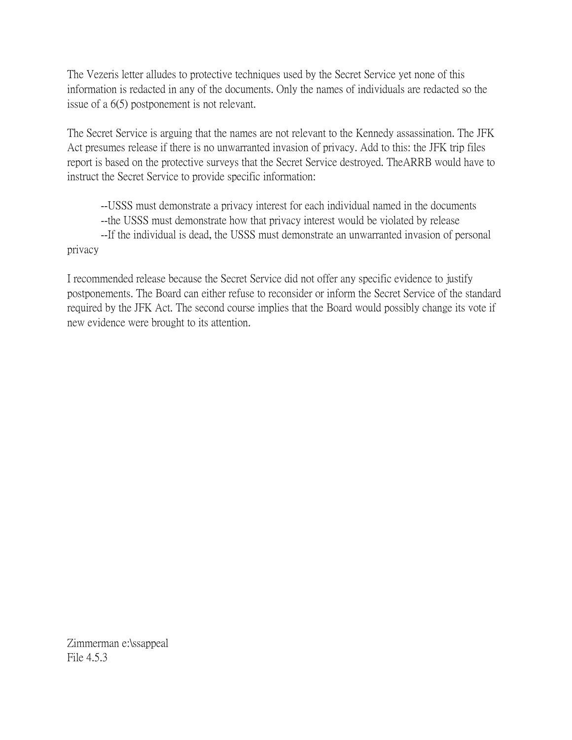The Vezeris letter alludes to protective techniques used by the Secret Service yet none of this information is redacted in any of the documents. Only the names of individuals are redacted so the issue of a 6(5) postponement is not relevant.

The Secret Service is arguing that the names are not relevant to the Kennedy assassination. The JFK Act presumes release if there is no unwarranted invasion of privacy. Add to this: the JFK trip files report is based on the protective surveys that the Secret Service destroyed. TheARRB would have to instruct the Secret Service to provide specific information:

--USSS must demonstrate a privacy interest for each individual named in the documents
--the USSS must demonstrate how that privacy interest would be violated by release
--If the individual is dead, the USSS must demonstrate an unwarranted invasion of personal privacy

I recommended release because the Secret Service did not offer any specific evidence to justify postponements. The Board can either refuse to reconsider or inform the Secret Service of the standard required by the JFK Act. The second course implies that the Board would possibly change its vote if new evidence were brought to its attention.

Zimmerman e:\ssappeal
File 4.5.3